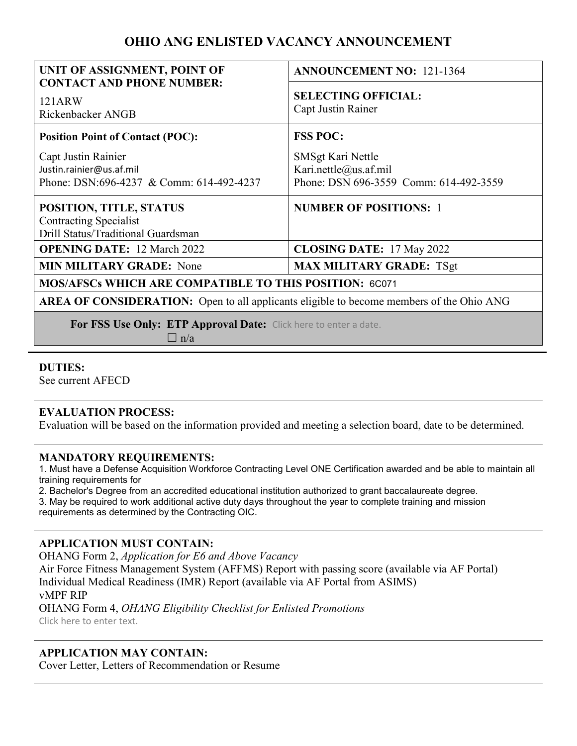# OHIO ANG ENLISTED VACANCY ANNOUNCEMENT

| **UNIT OF ASSIGNMENT, POINT OF CONTACT AND PHONE NUMBER:**<br>121ARW<br>Rickenbacker ANGB | **ANNOUNCEMENT NO:** 121-1364<br><br>**SELECTING OFFICIAL:**<br>Capt Justin Rainer |
|---|---|
| **Position Point of Contact (POC):**<br>Capt Justin Rainier<br>Justin.rainier@us.af.mil<br>Phone: DSN:696-4237 & Comm: 614-492-4237 | **FSS POC:**<br>SMSgt Kari Nettle<br>Kari.nettle@us.af.mil<br>Phone: DSN 696-3559 Comm: 614-492-3559 |
| **POSITION, TITLE, STATUS**<br>Contracting Specialist<br>Drill Status/Traditional Guardsman | **NUMBER OF POSITIONS:** 1 |
| **OPENING DATE:** 12 March 2022 | **CLOSING DATE:** 17 May 2022 |
| **MIN MILITARY GRADE:** None | **MAX MILITARY GRADE:** TSgt |
| **MOS/AFSCs WHICH ARE COMPATIBLE TO THIS POSITION:** 6C071 | |
| **AREA OF CONSIDERATION:** Open to all applicants eligible to become members of the Ohio ANG | |
| **For FSS Use Only: ETP Approval Date:** Click here to enter a date.<br>☐ n/a | |

**DUTIES:**
See current AFECD

**EVALUATION PROCESS:**
Evaluation will be based on the information provided and meeting a selection board, date to be determined.

**MANDATORY REQUIREMENTS:**
1. Must have a Defense Acquisition Workforce Contracting Level ONE Certification awarded and be able to maintain all training requirements for
2. Bachelor's Degree from an accredited educational institution authorized to grant baccalaureate degree.
3. May be required to work additional active duty days throughout the year to complete training and mission requirements as determined by the Contracting OIC.

**APPLICATION MUST CONTAIN:**
OHANG Form 2, *Application for E6 and Above Vacancy*
Air Force Fitness Management System (AFFMS) Report with passing score (available via AF Portal)
Individual Medical Readiness (IMR) Report (available via AF Portal from ASIMS)
vMPF RIP
OHANG Form 4, *OHANG Eligibility Checklist for Enlisted Promotions*
Click here to enter text.

**APPLICATION MAY CONTAIN:**
Cover Letter, Letters of Recommendation or Resume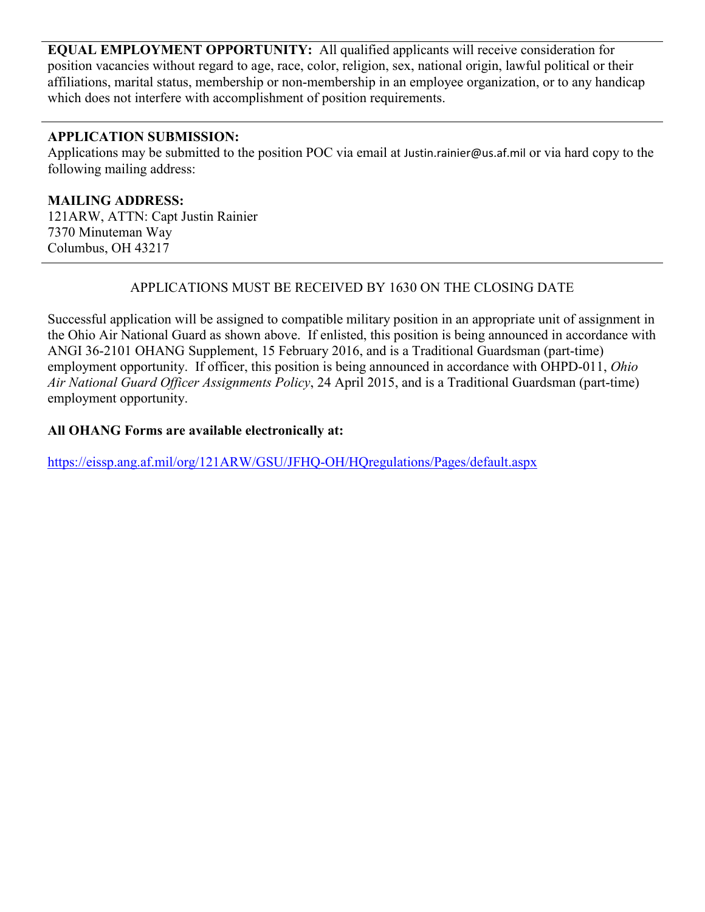**EQUAL EMPLOYMENT OPPORTUNITY:** All qualified applicants will receive consideration for position vacancies without regard to age, race, color, religion, sex, national origin, lawful political or their affiliations, marital status, membership or non-membership in an employee organization, or to any handicap which does not interfere with accomplishment of position requirements.

---

**APPLICATION SUBMISSION:**
Applications may be submitted to the position POC via email at Justin.rainier@us.af.mil or via hard copy to the following mailing address:

**MAILING ADDRESS:**
121ARW, ATTN: Capt Justin Rainier
7370 Minuteman Way
Columbus, OH 43217

---

APPLICATIONS MUST BE RECEIVED BY 1630 ON THE CLOSING DATE

Successful application will be assigned to compatible military position in an appropriate unit of assignment in the Ohio Air National Guard as shown above. If enlisted, this position is being announced in accordance with ANGI 36-2101 OHANG Supplement, 15 February 2016, and is a Traditional Guardsman (part-time) employment opportunity. If officer, this position is being announced in accordance with OHPD-011, *Ohio Air National Guard Officer Assignments Policy*, 24 April 2015, and is a Traditional Guardsman (part-time) employment opportunity.

**All OHANG Forms are available electronically at:**

https://eissp.ang.af.mil/org/121ARW/GSU/JFHQ-OH/HQregulations/Pages/default.aspx